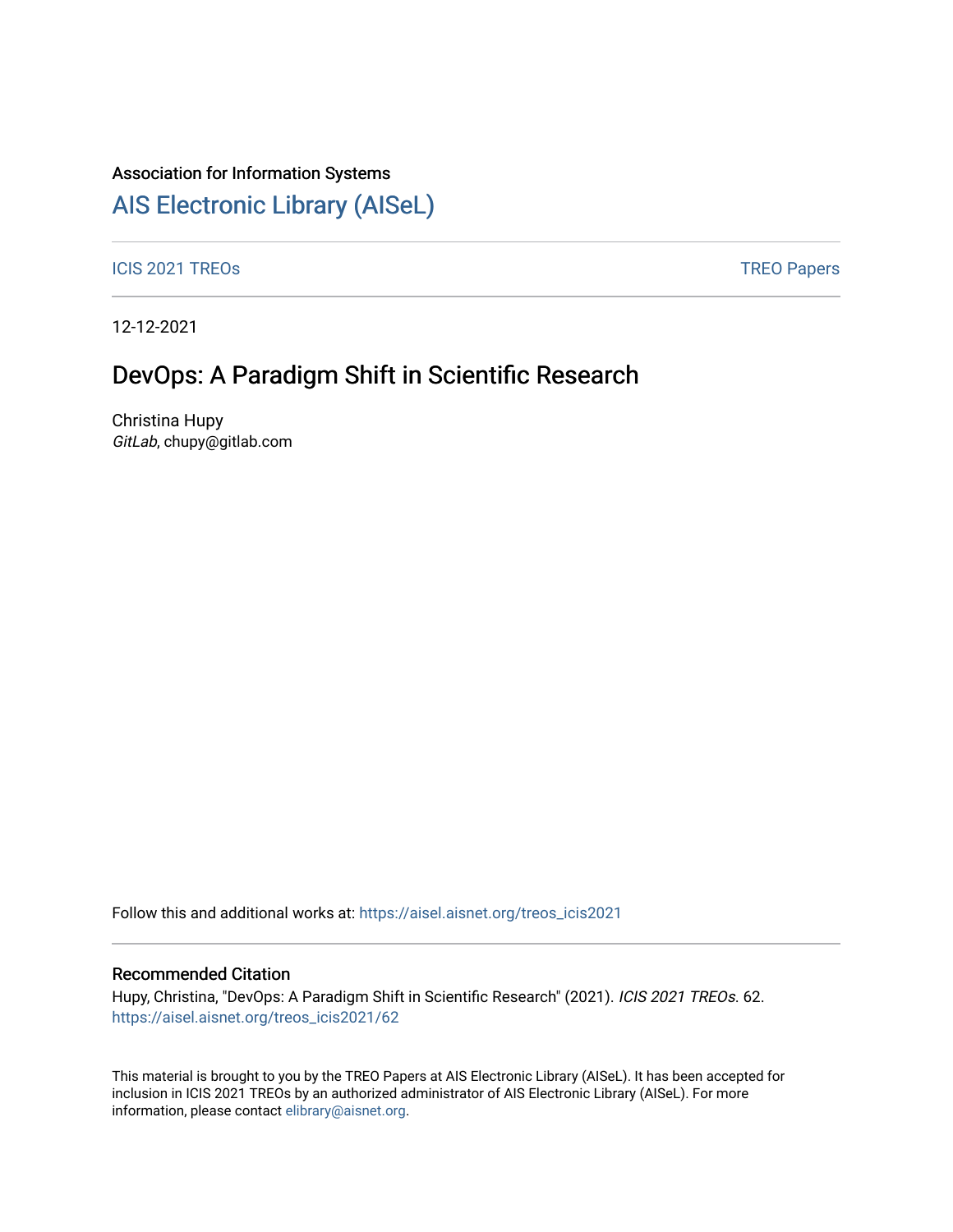Association for Information Systems

# AIS Electronic Library (AISeL)

ICIS 2021 TREOs | TREO Papers

12-12-2021

## DevOps: A Paradigm Shift in Scientific Research

Christina Hupy
*GitLab*, chupy@gitlab.com

Follow this and additional works at: https://aisel.aisnet.org/treos_icis2021

### Recommended Citation

Hupy, Christina, "DevOps: A Paradigm Shift in Scientific Research" (2021). *ICIS 2021 TREOs*. 62.
https://aisel.aisnet.org/treos_icis2021/62

This material is brought to you by the TREO Papers at AIS Electronic Library (AISeL). It has been accepted for inclusion in ICIS 2021 TREOs by an authorized administrator of AIS Electronic Library (AISeL). For more information, please contact elibrary@aisnet.org.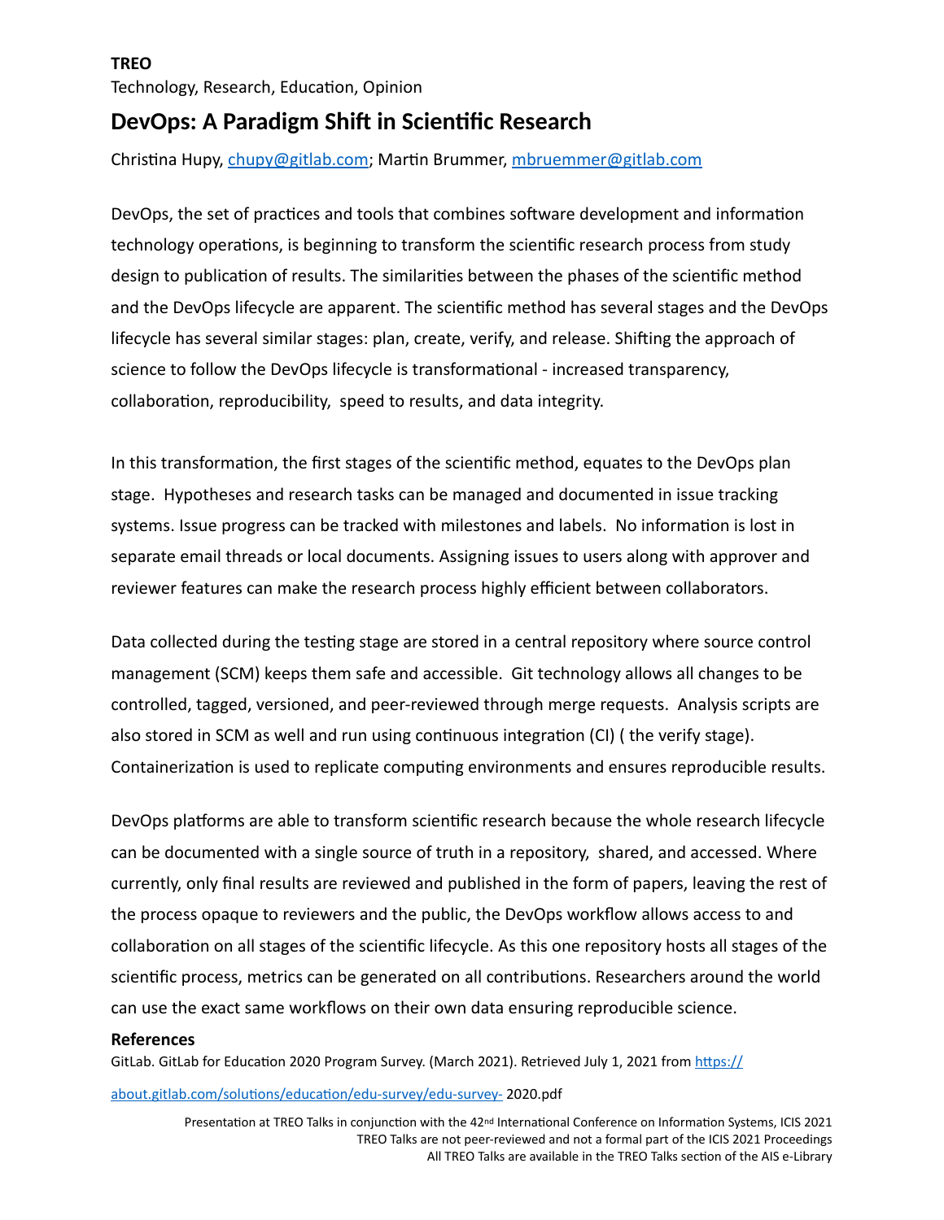**TREO**

Technology, Research, Education, Opinion

# DevOps: A Paradigm Shift in Scientific Research

Christina Hupy, chupy@gitlab.com; Martin Brummer, mbruemmer@gitlab.com

DevOps, the set of practices and tools that combines software development and information technology operations, is beginning to transform the scientific research process from study design to publication of results. The similarities between the phases of the scientific method and the DevOps lifecycle are apparent. The scientific method has several stages and the DevOps lifecycle has several similar stages: plan, create, verify, and release. Shifting the approach of science to follow the DevOps lifecycle is transformational - increased transparency, collaboration, reproducibility, speed to results, and data integrity.

In this transformation, the first stages of the scientific method, equates to the DevOps plan stage. Hypotheses and research tasks can be managed and documented in issue tracking systems. Issue progress can be tracked with milestones and labels. No information is lost in separate email threads or local documents. Assigning issues to users along with approver and reviewer features can make the research process highly efficient between collaborators.

Data collected during the testing stage are stored in a central repository where source control management (SCM) keeps them safe and accessible. Git technology allows all changes to be controlled, tagged, versioned, and peer-reviewed through merge requests. Analysis scripts are also stored in SCM as well and run using continuous integration (CI) ( the verify stage). Containerization is used to replicate computing environments and ensures reproducible results.

DevOps platforms are able to transform scientific research because the whole research lifecycle can be documented with a single source of truth in a repository, shared, and accessed. Where currently, only final results are reviewed and published in the form of papers, leaving the rest of the process opaque to reviewers and the public, the DevOps workflow allows access to and collaboration on all stages of the scientific lifecycle. As this one repository hosts all stages of the scientific process, metrics can be generated on all contributions. Researchers around the world can use the exact same workflows on their own data ensuring reproducible science.

**References**

GitLab. GitLab for Education 2020 Program Survey. (March 2021). Retrieved July 1, 2021 from https://about.gitlab.com/solutions/education/edu-survey/edu-survey-2020.pdf

Presentation at TREO Talks in conjunction with the 42nd International Conference on Information Systems, ICIS 2021
TREO Talks are not peer-reviewed and not a formal part of the ICIS 2021 Proceedings
All TREO Talks are available in the TREO Talks section of the AIS e-Library